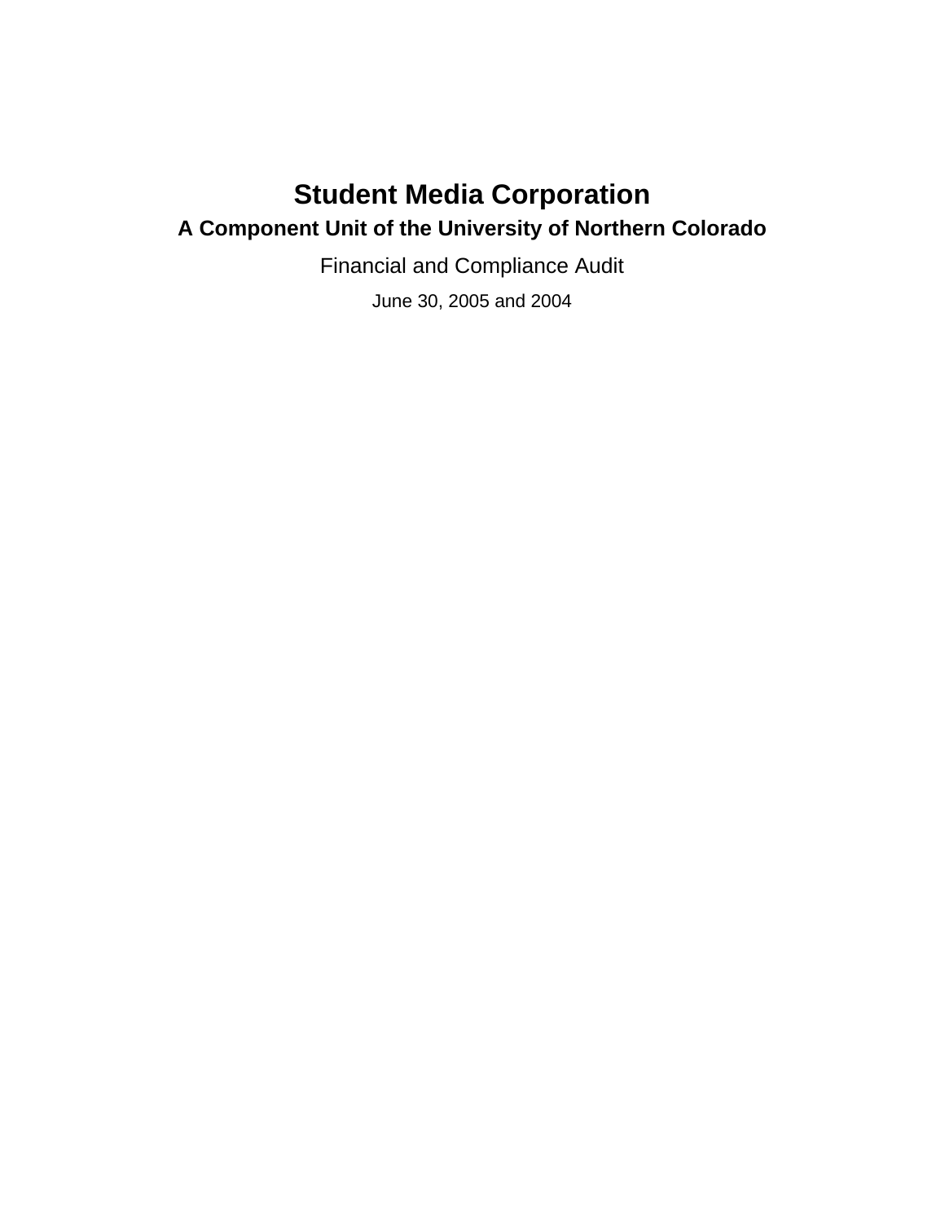# Student Media Corporation

## A Component Unit of the University of Northern Colorado

Financial and Compliance Audit

June 30, 2005 and 2004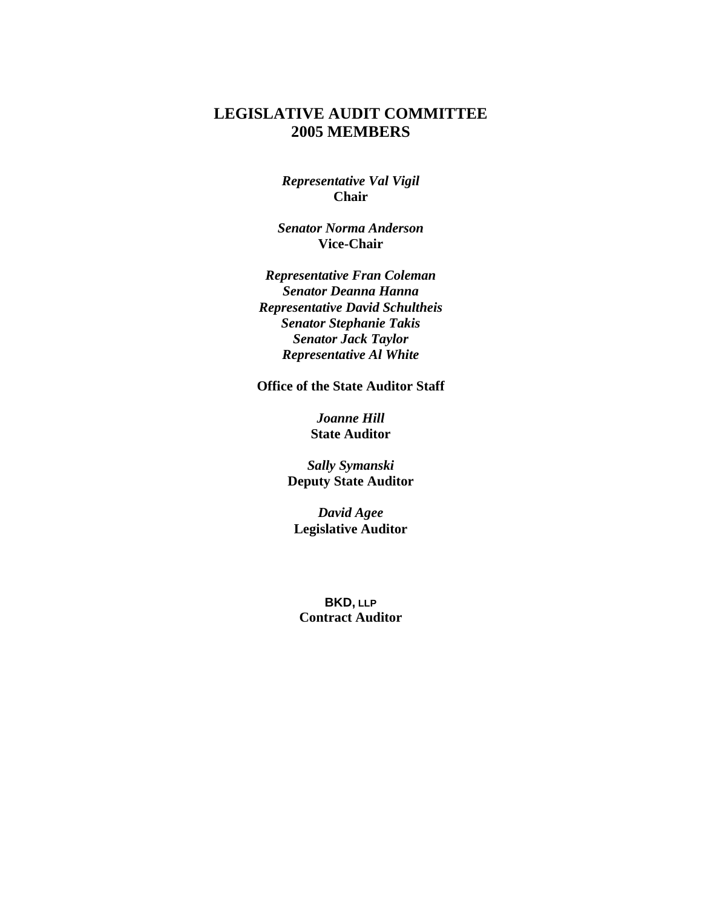# LEGISLATIVE AUDIT COMMITTEE
# 2005 MEMBERS

***Representative Val Vigil***
**Chair**

***Senator Norma Anderson***
**Vice-Chair**

***Representative Fran Coleman***
***Senator Deanna Hanna***
***Representative David Schultheis***
***Senator Stephanie Takis***
***Senator Jack Taylor***
***Representative Al White***

**Office of the State Auditor Staff**

***Joanne Hill***
**State Auditor**

***Sally Symanski***
**Deputy State Auditor**

***David Agee***
**Legislative Auditor**

**BKD, LLP**
**Contract Auditor**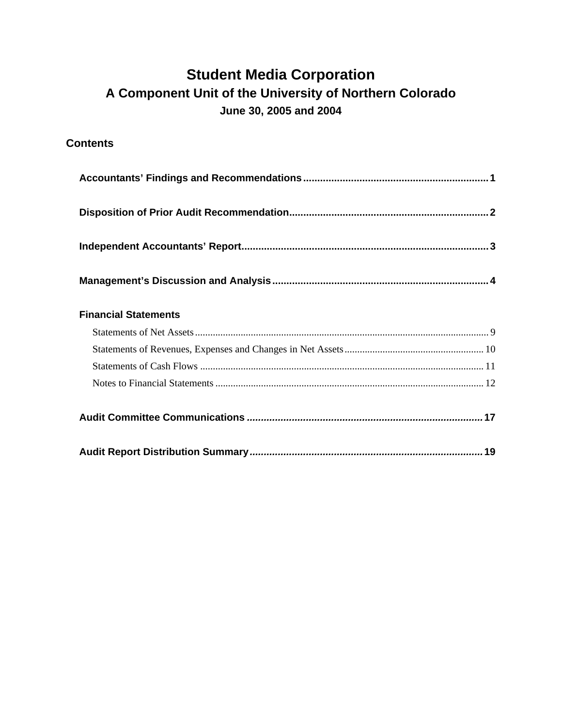# Student Media Corporation

## A Component Unit of the University of Northern Colorado

### June 30, 2005 and 2004

## Contents

| | |
|---|---|
| **Accountants' Findings and Recommendations** | **1** |
| **Disposition of Prior Audit Recommendation** | **2** |
| **Independent Accountants' Report** | **3** |
| **Management's Discussion and Analysis** | **4** |
| **Financial Statements** | |
| Statements of Net Assets | 9 |
| Statements of Revenues, Expenses and Changes in Net Assets | 10 |
| Statements of Cash Flows | 11 |
| Notes to Financial Statements | 12 |
| **Audit Committee Communications** | **17** |
| **Audit Report Distribution Summary** | **19** |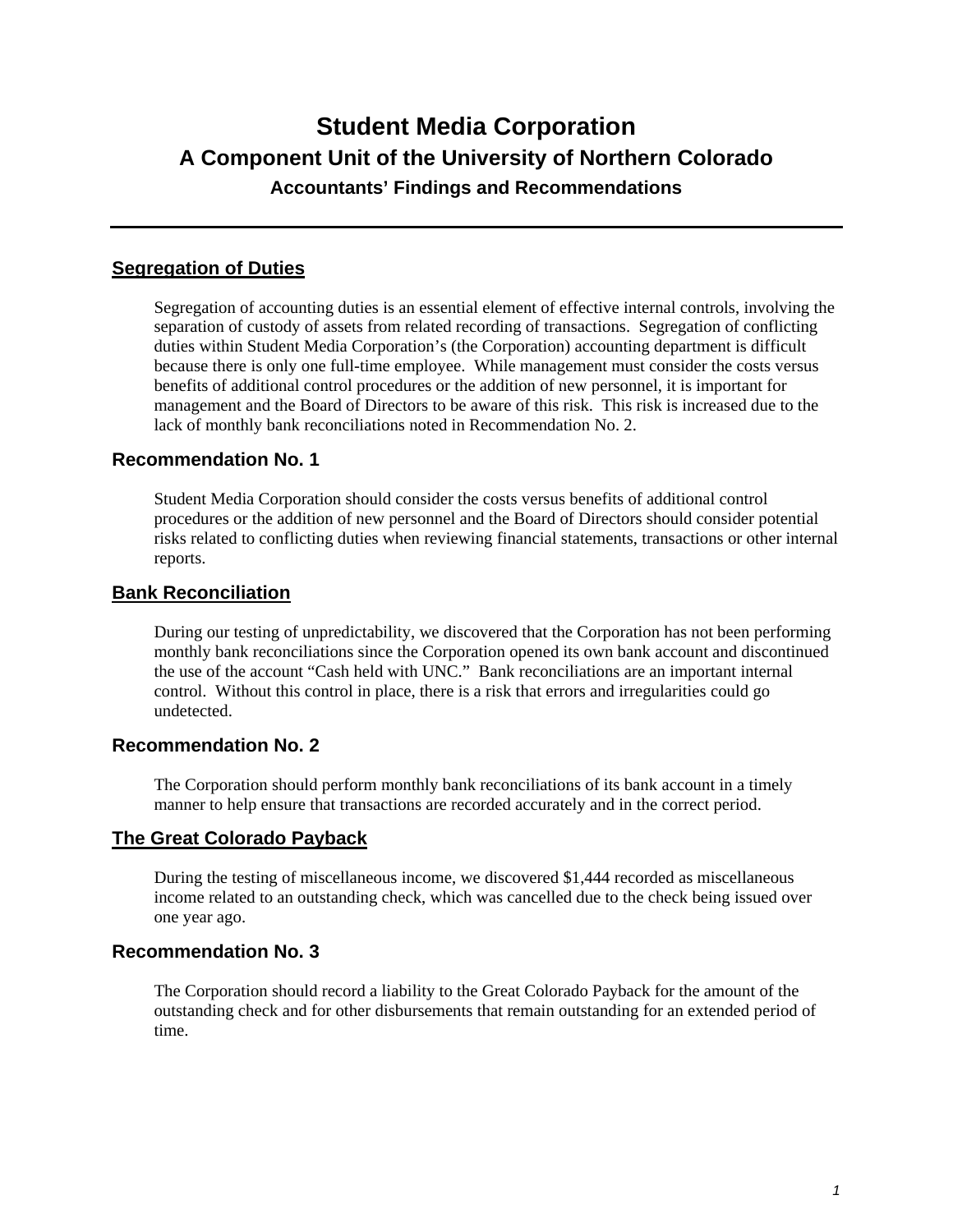# Student Media Corporation

## A Component Unit of the University of Northern Colorado

### Accountants' Findings and Recommendations

---

## Segregation of Duties

Segregation of accounting duties is an essential element of effective internal controls, involving the separation of custody of assets from related recording of transactions. Segregation of conflicting duties within Student Media Corporation's (the Corporation) accounting department is difficult because there is only one full-time employee. While management must consider the costs versus benefits of additional control procedures or the addition of new personnel, it is important for management and the Board of Directors to be aware of this risk. This risk is increased due to the lack of monthly bank reconciliations noted in Recommendation No. 2.

### Recommendation No. 1

Student Media Corporation should consider the costs versus benefits of additional control procedures or the addition of new personnel and the Board of Directors should consider potential risks related to conflicting duties when reviewing financial statements, transactions or other internal reports.

## Bank Reconciliation

During our testing of unpredictability, we discovered that the Corporation has not been performing monthly bank reconciliations since the Corporation opened its own bank account and discontinued the use of the account "Cash held with UNC." Bank reconciliations are an important internal control. Without this control in place, there is a risk that errors and irregularities could go undetected.

### Recommendation No. 2

The Corporation should perform monthly bank reconciliations of its bank account in a timely manner to help ensure that transactions are recorded accurately and in the correct period.

## The Great Colorado Payback

During the testing of miscellaneous income, we discovered $1,444 recorded as miscellaneous income related to an outstanding check, which was cancelled due to the check being issued over one year ago.

### Recommendation No. 3

The Corporation should record a liability to the Great Colorado Payback for the amount of the outstanding check and for other disbursements that remain outstanding for an extended period of time.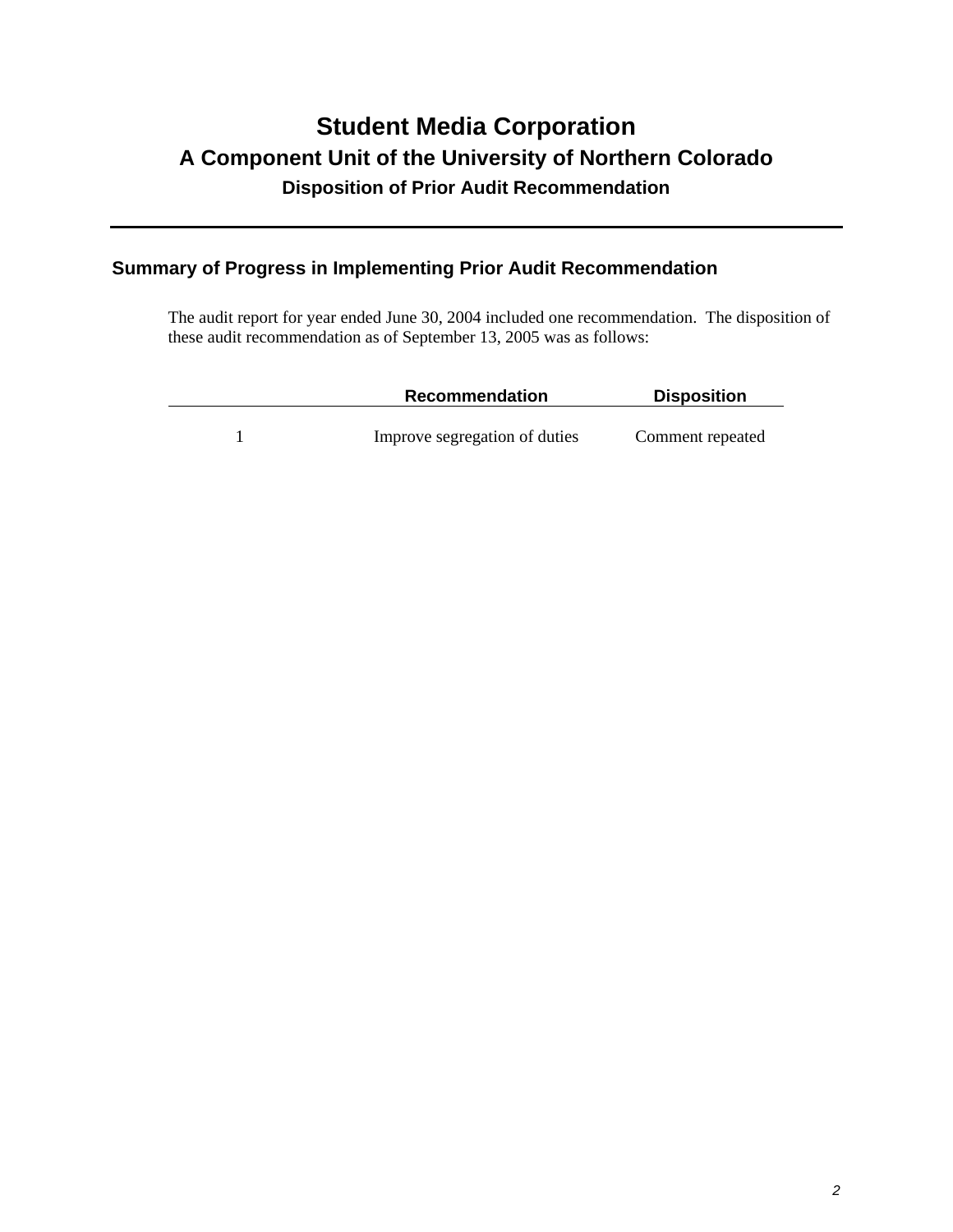# Student Media Corporation

## A Component Unit of the University of Northern Colorado

### Disposition of Prior Audit Recommendation

---

### Summary of Progress in Implementing Prior Audit Recommendation

The audit report for year ended June 30, 2004 included one recommendation. The disposition of these audit recommendation as of September 13, 2005 was as follows:

| | Recommendation | Disposition |
|---|---|---|
| 1 | Improve segregation of duties | Comment repeated |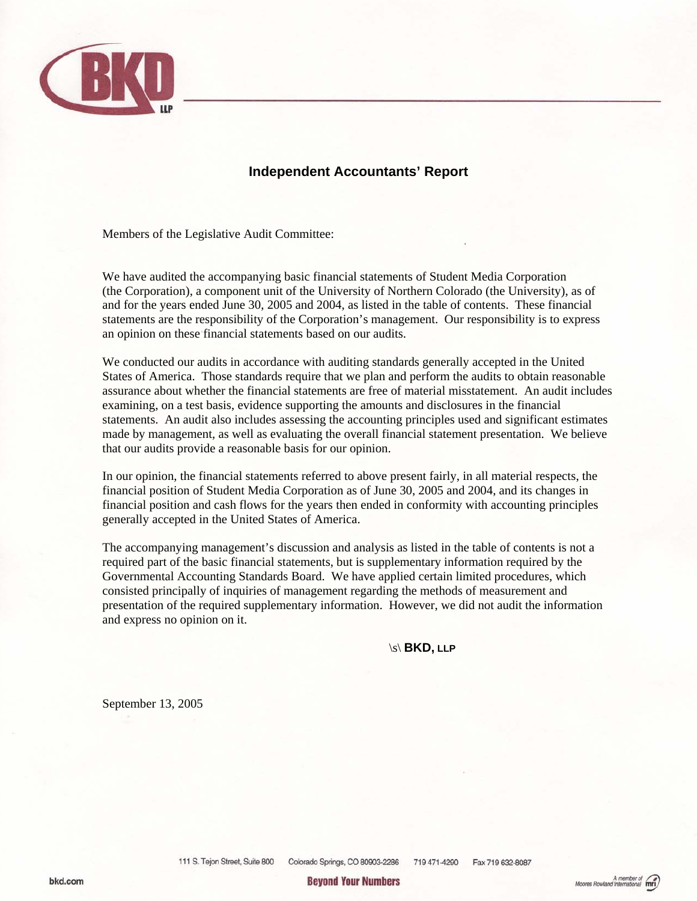## Independent Accountants' Report

Members of the Legislative Audit Committee:

We have audited the accompanying basic financial statements of Student Media Corporation (the Corporation), a component unit of the University of Northern Colorado (the University), as of and for the years ended June 30, 2005 and 2004, as listed in the table of contents. These financial statements are the responsibility of the Corporation's management. Our responsibility is to express an opinion on these financial statements based on our audits.

We conducted our audits in accordance with auditing standards generally accepted in the United States of America. Those standards require that we plan and perform the audits to obtain reasonable assurance about whether the financial statements are free of material misstatement. An audit includes examining, on a test basis, evidence supporting the amounts and disclosures in the financial statements. An audit also includes assessing the accounting principles used and significant estimates made by management, as well as evaluating the overall financial statement presentation. We believe that our audits provide a reasonable basis for our opinion.

In our opinion, the financial statements referred to above present fairly, in all material respects, the financial position of Student Media Corporation as of June 30, 2005 and 2004, and its changes in financial position and cash flows for the years then ended in conformity with accounting principles generally accepted in the United States of America.

The accompanying management's discussion and analysis as listed in the table of contents is not a required part of the basic financial statements, but is supplementary information required by the Governmental Accounting Standards Board. We have applied certain limited procedures, which consisted principally of inquiries of management regarding the methods of measurement and presentation of the required supplementary information. However, we did not audit the information and express no opinion on it.

\s\ **BKD, LLP**

September 13, 2005

111 S. Tejon Street, Suite 800 Colorado Springs, CO 80903-2286 719 471-4290 Fax 719 632-8087

bkd.com Beyond Your Numbers A member of Moores Rowland International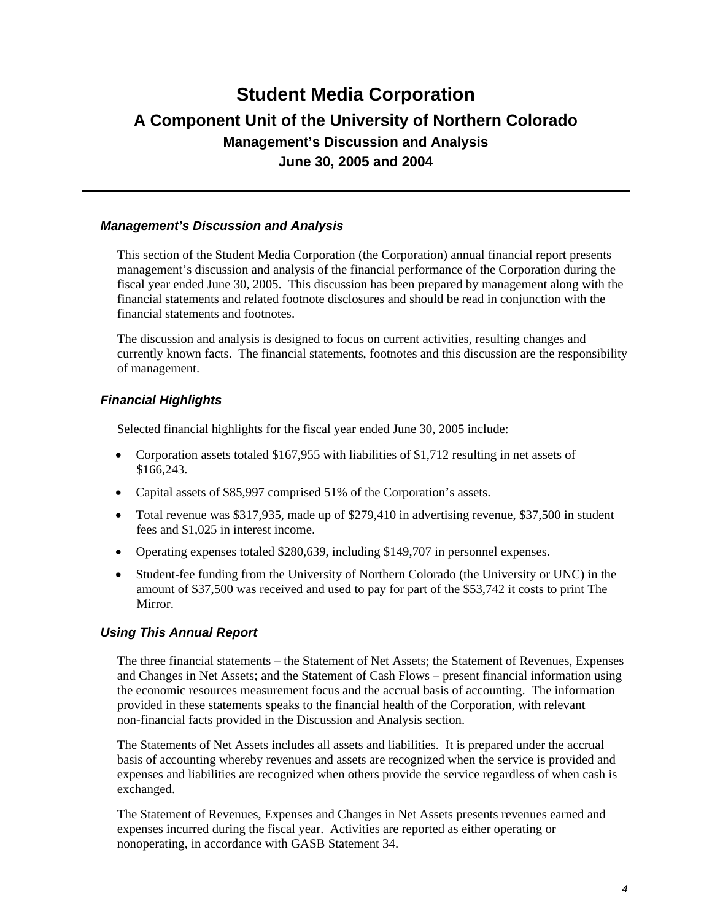# Student Media Corporation

## A Component Unit of the University of Northern Colorado

### Management's Discussion and Analysis

### June 30, 2005 and 2004

---

***Management's Discussion and Analysis***

This section of the Student Media Corporation (the Corporation) annual financial report presents management's discussion and analysis of the financial performance of the Corporation during the fiscal year ended June 30, 2005. This discussion has been prepared by management along with the financial statements and related footnote disclosures and should be read in conjunction with the financial statements and footnotes.

The discussion and analysis is designed to focus on current activities, resulting changes and currently known facts. The financial statements, footnotes and this discussion are the responsibility of management.

***Financial Highlights***

Selected financial highlights for the fiscal year ended June 30, 2005 include:

- Corporation assets totaled $167,955 with liabilities of $1,712 resulting in net assets of $166,243.
- Capital assets of $85,997 comprised 51% of the Corporation's assets.
- Total revenue was $317,935, made up of $279,410 in advertising revenue, $37,500 in student fees and $1,025 in interest income.
- Operating expenses totaled $280,639, including $149,707 in personnel expenses.
- Student-fee funding from the University of Northern Colorado (the University or UNC) in the amount of $37,500 was received and used to pay for part of the $53,742 it costs to print The Mirror.

***Using This Annual Report***

The three financial statements – the Statement of Net Assets; the Statement of Revenues, Expenses and Changes in Net Assets; and the Statement of Cash Flows – present financial information using the economic resources measurement focus and the accrual basis of accounting. The information provided in these statements speaks to the financial health of the Corporation, with relevant non-financial facts provided in the Discussion and Analysis section.

The Statements of Net Assets includes all assets and liabilities. It is prepared under the accrual basis of accounting whereby revenues and assets are recognized when the service is provided and expenses and liabilities are recognized when others provide the service regardless of when cash is exchanged.

The Statement of Revenues, Expenses and Changes in Net Assets presents revenues earned and expenses incurred during the fiscal year. Activities are reported as either operating or nonoperating, in accordance with GASB Statement 34.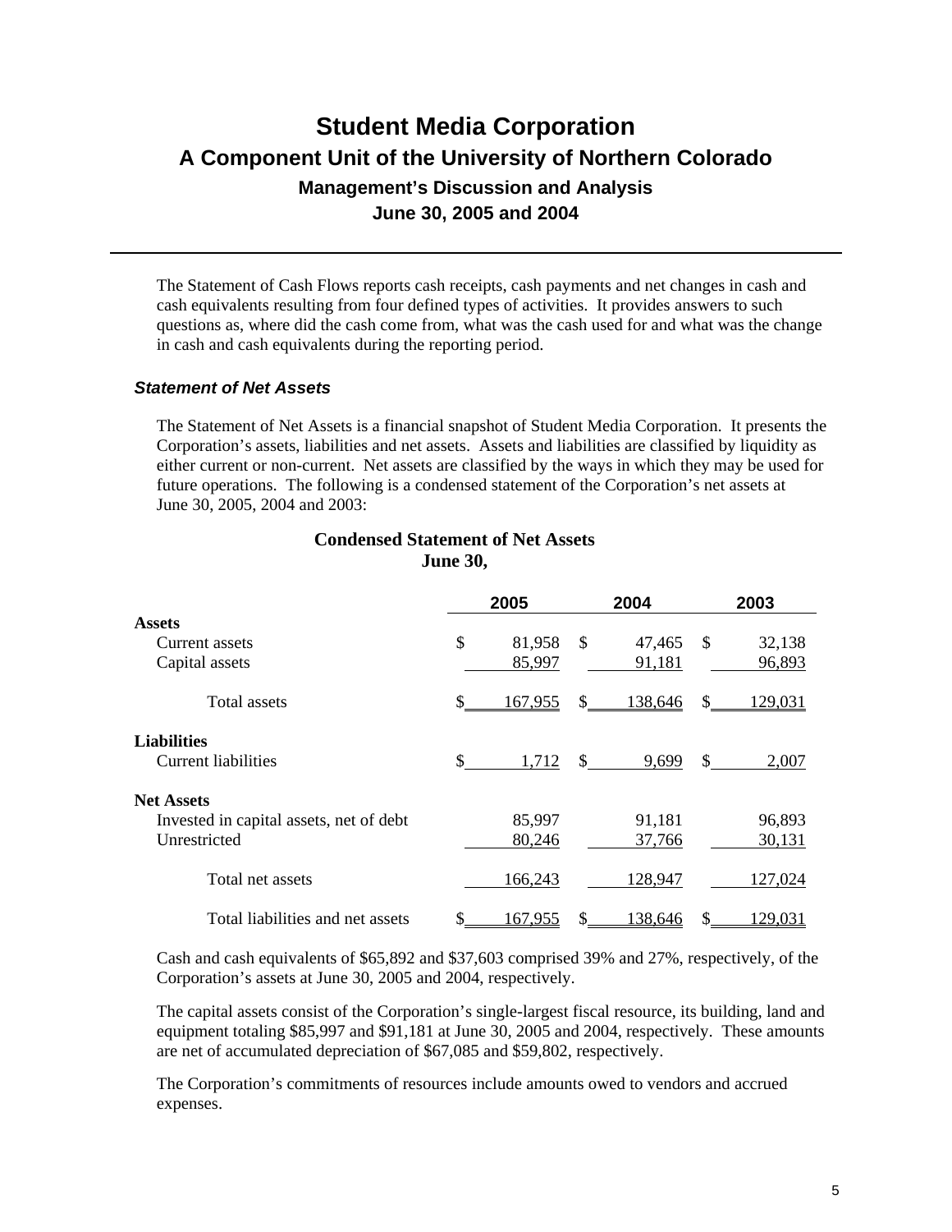# Student Media Corporation

## A Component Unit of the University of Northern Colorado

### Management's Discussion and Analysis

### June 30, 2005 and 2004

The Statement of Cash Flows reports cash receipts, cash payments and net changes in cash and cash equivalents resulting from four defined types of activities. It provides answers to such questions as, where did the cash come from, what was the cash used for and what was the change in cash and cash equivalents during the reporting period.

#### *Statement of Net Assets*

The Statement of Net Assets is a financial snapshot of Student Media Corporation. It presents the Corporation's assets, liabilities and net assets. Assets and liabilities are classified by liquidity as either current or non-current. Net assets are classified by the ways in which they may be used for future operations. The following is a condensed statement of the Corporation's net assets at June 30, 2005, 2004 and 2003:

**Condensed Statement of Net Assets**
**June 30,**

| | 2005 | 2004 | 2003 |
|---|---|---|---|
| **Assets** | | | |
| Current assets | $ 81,958 | $ 47,465 | $ 32,138 |
| Capital assets | 85,997 | 91,181 | 96,893 |
| Total assets | $ 167,955 | $ 138,646 | $ 129,031 |
| **Liabilities** | | | |
| Current liabilities | $ 1,712 | $ 9,699 | $ 2,007 |
| **Net Assets** | | | |
| Invested in capital assets, net of debt | 85,997 | 91,181 | 96,893 |
| Unrestricted | 80,246 | 37,766 | 30,131 |
| Total net assets | 166,243 | 128,947 | 127,024 |
| Total liabilities and net assets | $ 167,955 | $ 138,646 | $ 129,031 |

Cash and cash equivalents of $65,892 and $37,603 comprised 39% and 27%, respectively, of the Corporation's assets at June 30, 2005 and 2004, respectively.

The capital assets consist of the Corporation's single-largest fiscal resource, its building, land and equipment totaling $85,997 and $91,181 at June 30, 2005 and 2004, respectively. These amounts are net of accumulated depreciation of $67,085 and $59,802, respectively.

The Corporation's commitments of resources include amounts owed to vendors and accrued expenses.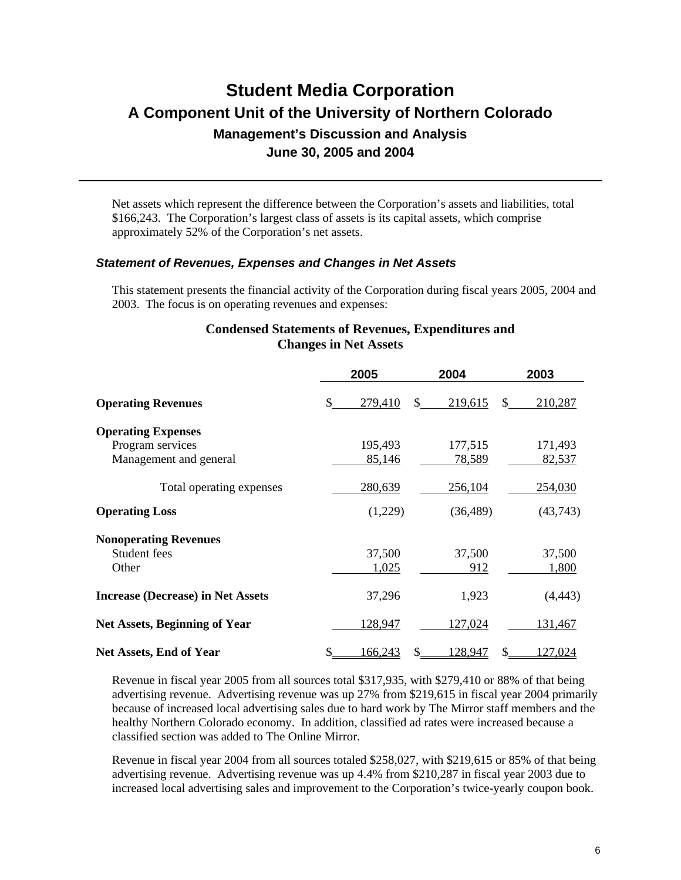Net assets which represent the difference between the Corporation's assets and liabilities, total $166,243. The Corporation's largest class of assets is its capital assets, which comprise approximately 52% of the Corporation's net assets.

### *Statement of Revenues, Expenses and Changes in Net Assets*

This statement presents the financial activity of the Corporation during fiscal years 2005, 2004 and 2003. The focus is on operating revenues and expenses:

**Condensed Statements of Revenues, Expenditures and Changes in Net Assets**

| | 2005 | 2004 | 2003 |
|---|---|---|---|
| **Operating Revenues** | $ 279,410 | $ 219,615 | $ 210,287 |
| **Operating Expenses** | | | |
| Program services | 195,493 | 177,515 | 171,493 |
| Management and general | 85,146 | 78,589 | 82,537 |
| Total operating expenses | 280,639 | 256,104 | 254,030 |
| **Operating Loss** | (1,229) | (36,489) | (43,743) |
| **Nonoperating Revenues** | | | |
| Student fees | 37,500 | 37,500 | 37,500 |
| Other | 1,025 | 912 | 1,800 |
| **Increase (Decrease) in Net Assets** | 37,296 | 1,923 | (4,443) |
| **Net Assets, Beginning of Year** | 128,947 | 127,024 | 131,467 |
| **Net Assets, End of Year** | $ 166,243 | $ 128,947 | $ 127,024 |

Revenue in fiscal year 2005 from all sources total $317,935, with $279,410 or 88% of that being advertising revenue. Advertising revenue was up 27% from $219,615 in fiscal year 2004 primarily because of increased local advertising sales due to hard work by The Mirror staff members and the healthy Northern Colorado economy. In addition, classified ad rates were increased because a classified section was added to The Online Mirror.

Revenue in fiscal year 2004 from all sources totaled $258,027, with $219,615 or 85% of that being advertising revenue. Advertising revenue was up 4.4% from $210,287 in fiscal year 2003 due to increased local advertising sales and improvement to the Corporation's twice-yearly coupon book.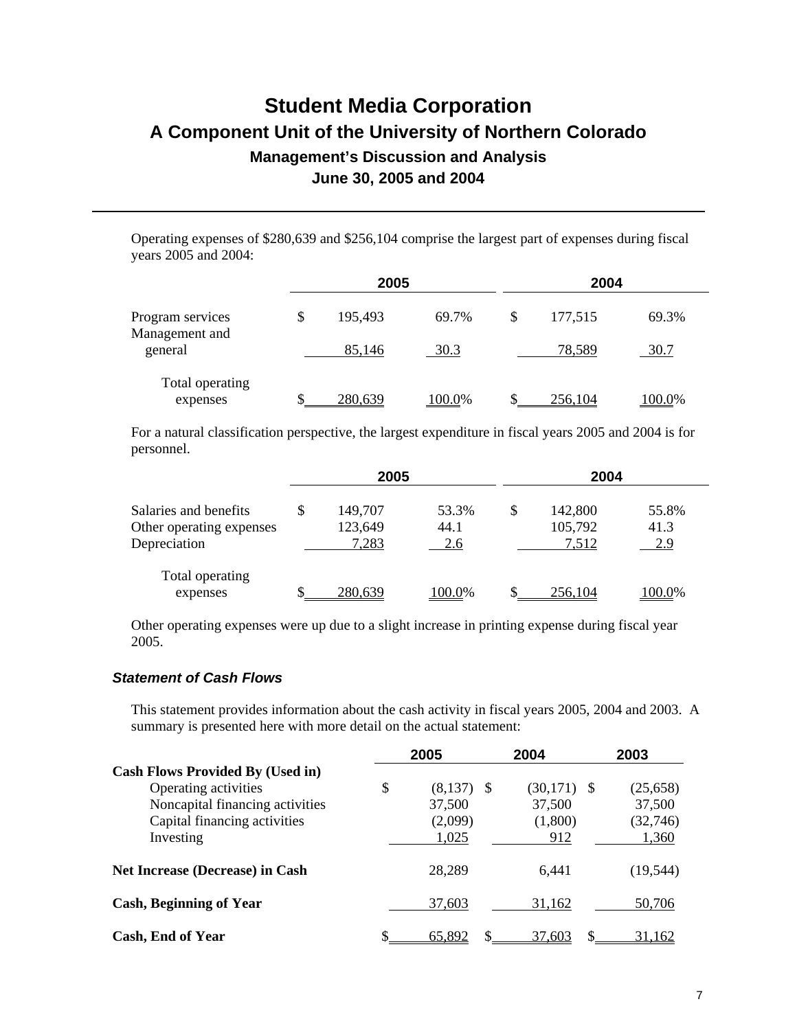# Student Media Corporation
## A Component Unit of the University of Northern Colorado
### Management's Discussion and Analysis
### June 30, 2005 and 2004

Operating expenses of $280,639 and $256,104 comprise the largest part of expenses during fiscal years 2005 and 2004:

| | 2005 | | 2004 | |
|---|---|---|---|---|
| Program services | $ 195,493 | 69.7% | $ 177,515 | 69.3% |
| Management and general | 85,146 | 30.3 | 78,589 | 30.7 |
| Total operating expenses | $ 280,639 | 100.0% | $ 256,104 | 100.0% |

For a natural classification perspective, the largest expenditure in fiscal years 2005 and 2004 is for personnel.

| | 2005 | | 2004 | |
|---|---|---|---|---|
| Salaries and benefits | $ 149,707 | 53.3% | $ 142,800 | 55.8% |
| Other operating expenses | 123,649 | 44.1 | 105,792 | 41.3 |
| Depreciation | 7,283 | 2.6 | 7,512 | 2.9 |
| Total operating expenses | $ 280,639 | 100.0% | $ 256,104 | 100.0% |

Other operating expenses were up due to a slight increase in printing expense during fiscal year 2005.

### *Statement of Cash Flows*

This statement provides information about the cash activity in fiscal years 2005, 2004 and 2003. A summary is presented here with more detail on the actual statement:

| | 2005 | 2004 | 2003 |
|---|---|---|---|
| **Cash Flows Provided By (Used in)** | | | |
| Operating activities | $ (8,137) | $ (30,171) | $ (25,658) |
| Noncapital financing activities | 37,500 | 37,500 | 37,500 |
| Capital financing activities | (2,099) | (1,800) | (32,746) |
| Investing | 1,025 | 912 | 1,360 |
| **Net Increase (Decrease) in Cash** | 28,289 | 6,441 | (19,544) |
| **Cash, Beginning of Year** | 37,603 | 31,162 | 50,706 |
| **Cash, End of Year** | $ 65,892 | $ 37,603 | $ 31,162 |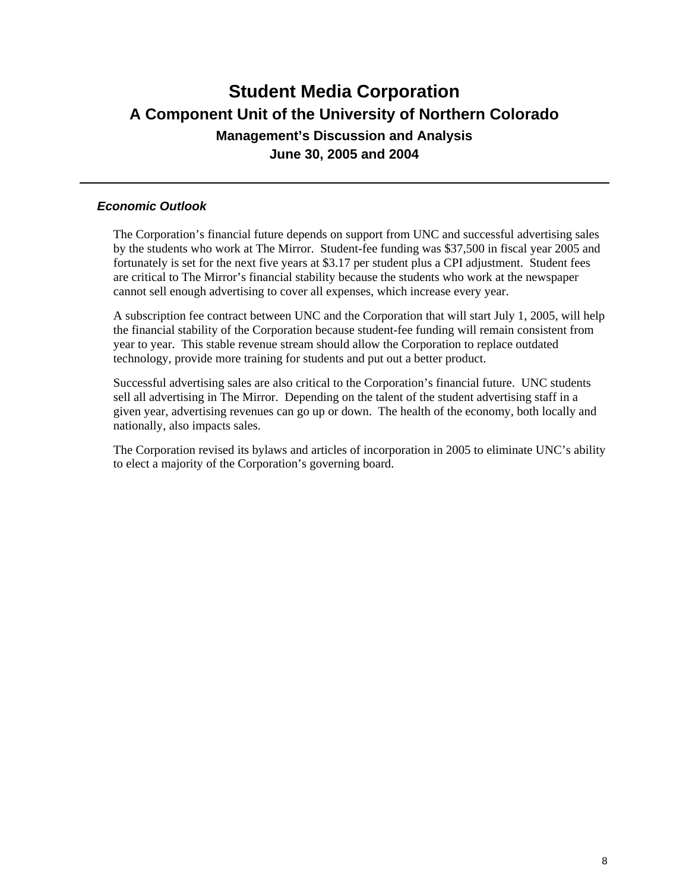# Student Media Corporation

## A Component Unit of the University of Northern Colorado

### Management's Discussion and Analysis

### June 30, 2005 and 2004

#### *Economic Outlook*

The Corporation's financial future depends on support from UNC and successful advertising sales by the students who work at The Mirror. Student-fee funding was $37,500 in fiscal year 2005 and fortunately is set for the next five years at $3.17 per student plus a CPI adjustment. Student fees are critical to The Mirror's financial stability because the students who work at the newspaper cannot sell enough advertising to cover all expenses, which increase every year.

A subscription fee contract between UNC and the Corporation that will start July 1, 2005, will help the financial stability of the Corporation because student-fee funding will remain consistent from year to year. This stable revenue stream should allow the Corporation to replace outdated technology, provide more training for students and put out a better product.

Successful advertising sales are also critical to the Corporation's financial future. UNC students sell all advertising in The Mirror. Depending on the talent of the student advertising staff in a given year, advertising revenues can go up or down. The health of the economy, both locally and nationally, also impacts sales.

The Corporation revised its bylaws and articles of incorporation in 2005 to eliminate UNC's ability to elect a majority of the Corporation's governing board.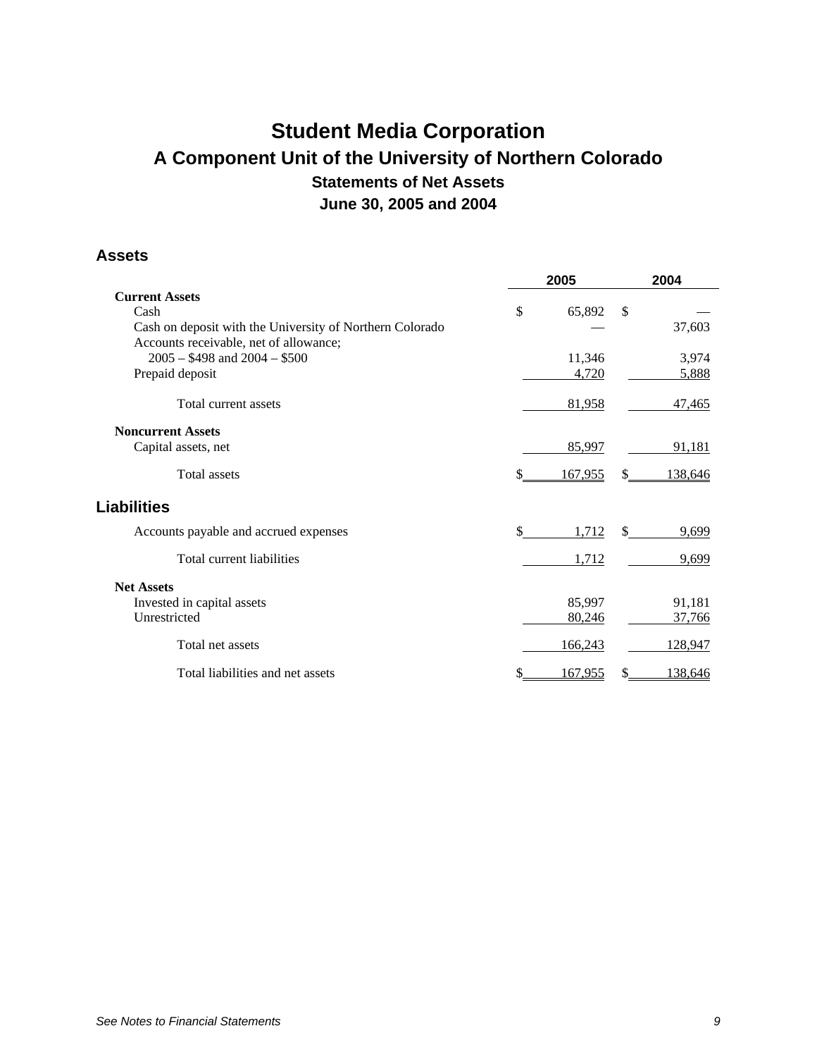# Student Media Corporation

## A Component Unit of the University of Northern Colorado

### Statements of Net Assets

### June 30, 2005 and 2004

## Assets

| | 2005 | 2004 |
|---|---|---|
| **Current Assets** | | |
| Cash | $ 65,892 | $ — |
| Cash on deposit with the University of Northern Colorado | — | 37,603 |
| Accounts receivable, net of allowance; 2005 – $498 and 2004 – $500 | 11,346 | 3,974 |
| Prepaid deposit | 4,720 | 5,888 |
| Total current assets | 81,958 | 47,465 |
| **Noncurrent Assets** | | |
| Capital assets, net | 85,997 | 91,181 |
| Total assets | $ 167,955 | $ 138,646 |

## Liabilities

| | 2005 | 2004 |
|---|---|---|
| Accounts payable and accrued expenses | $ 1,712 | $ 9,699 |
| Total current liabilities | 1,712 | 9,699 |
| **Net Assets** | | |
| Invested in capital assets | 85,997 | 91,181 |
| Unrestricted | 80,246 | 37,766 |
| Total net assets | 166,243 | 128,947 |
| Total liabilities and net assets | $ 167,955 | $ 138,646 |

*See Notes to Financial Statements*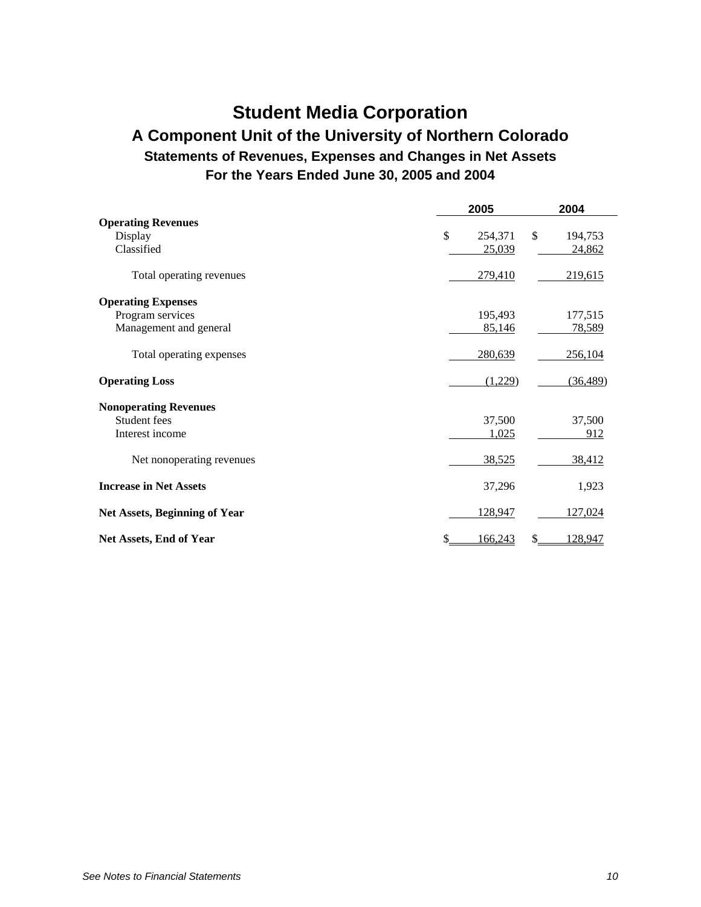# Student Media Corporation

## A Component Unit of the University of Northern Colorado

### Statements of Revenues, Expenses and Changes in Net Assets

### For the Years Ended June 30, 2005 and 2004

| | 2005 | 2004 |
|---|---|---|
| **Operating Revenues** | | |
| Display | $ 254,371 | $ 194,753 |
| Classified | 25,039 | 24,862 |
| Total operating revenues | 279,410 | 219,615 |
| **Operating Expenses** | | |
| Program services | 195,493 | 177,515 |
| Management and general | 85,146 | 78,589 |
| Total operating expenses | 280,639 | 256,104 |
| **Operating Loss** | (1,229) | (36,489) |
| **Nonoperating Revenues** | | |
| Student fees | 37,500 | 37,500 |
| Interest income | 1,025 | 912 |
| Net nonoperating revenues | 38,525 | 38,412 |
| **Increase in Net Assets** | 37,296 | 1,923 |
| **Net Assets, Beginning of Year** | 128,947 | 127,024 |
| **Net Assets, End of Year** | $ 166,243 | $ 128,947 |

*See Notes to Financial Statements*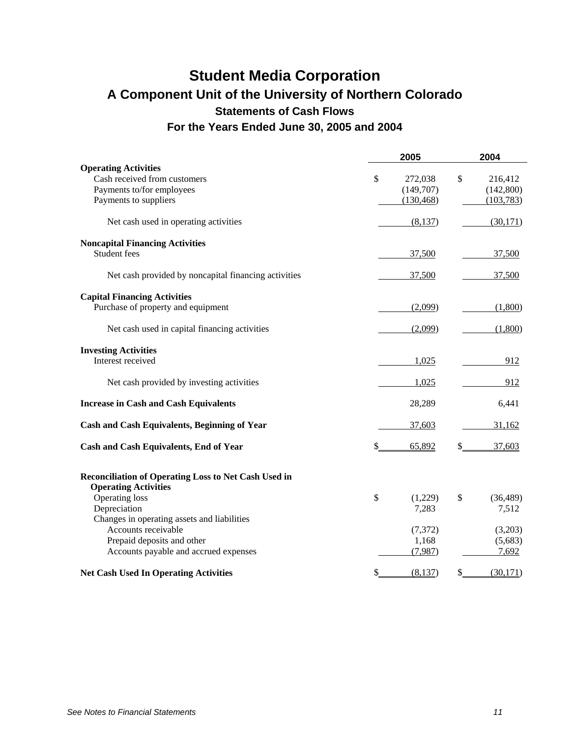# Student Media Corporation

## A Component Unit of the University of Northern Colorado

### Statements of Cash Flows

### For the Years Ended June 30, 2005 and 2004

| | 2005 | 2004 |
|---|---|---|
| **Operating Activities** | | |
| Cash received from customers | $ 272,038 | $ 216,412 |
| Payments to/for employees | (149,707) | (142,800) |
| Payments to suppliers | (130,468) | (103,783) |
| Net cash used in operating activities | (8,137) | (30,171) |
| **Noncapital Financing Activities** | | |
| Student fees | 37,500 | 37,500 |
| Net cash provided by noncapital financing activities | 37,500 | 37,500 |
| **Capital Financing Activities** | | |
| Purchase of property and equipment | (2,099) | (1,800) |
| Net cash used in capital financing activities | (2,099) | (1,800) |
| **Investing Activities** | | |
| Interest received | 1,025 | 912 |
| Net cash provided by investing activities | 1,025 | 912 |
| **Increase in Cash and Cash Equivalents** | 28,289 | 6,441 |
| **Cash and Cash Equivalents, Beginning of Year** | 37,603 | 31,162 |
| **Cash and Cash Equivalents, End of Year** | $ 65,892 | $ 37,603 |
| **Reconciliation of Operating Loss to Net Cash Used in Operating Activities** | | |
| Operating loss | $ (1,229) | $ (36,489) |
| Depreciation | 7,283 | 7,512 |
| Changes in operating assets and liabilities | | |
| Accounts receivable | (7,372) | (3,203) |
| Prepaid deposits and other | 1,168 | (5,683) |
| Accounts payable and accrued expenses | (7,987) | 7,692 |
| **Net Cash Used In Operating Activities** | $ (8,137) | $ (30,171) |

*See Notes to Financial Statements*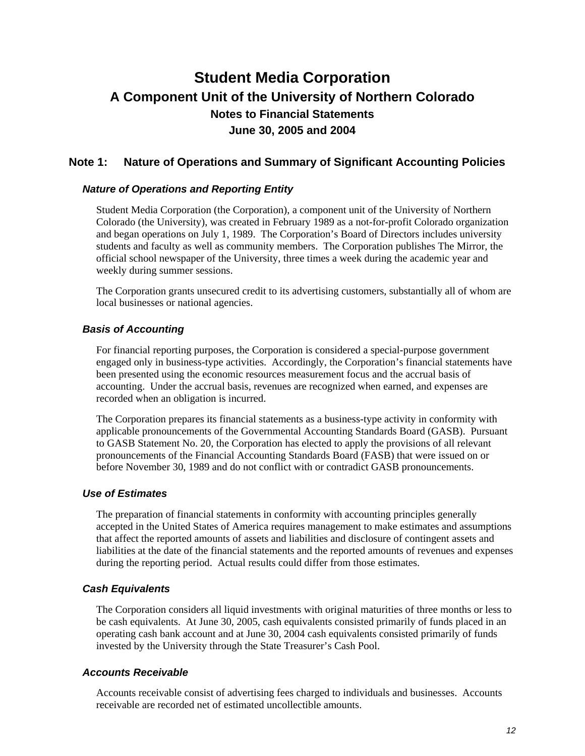# Student Media Corporation

## A Component Unit of the University of Northern Colorado

### Notes to Financial Statements

### June 30, 2005 and 2004

## Note 1: Nature of Operations and Summary of Significant Accounting Policies

### *Nature of Operations and Reporting Entity*

Student Media Corporation (the Corporation), a component unit of the University of Northern Colorado (the University), was created in February 1989 as a not-for-profit Colorado organization and began operations on July 1, 1989. The Corporation's Board of Directors includes university students and faculty as well as community members. The Corporation publishes The Mirror, the official school newspaper of the University, three times a week during the academic year and weekly during summer sessions.

The Corporation grants unsecured credit to its advertising customers, substantially all of whom are local businesses or national agencies.

### *Basis of Accounting*

For financial reporting purposes, the Corporation is considered a special-purpose government engaged only in business-type activities. Accordingly, the Corporation's financial statements have been presented using the economic resources measurement focus and the accrual basis of accounting. Under the accrual basis, revenues are recognized when earned, and expenses are recorded when an obligation is incurred.

The Corporation prepares its financial statements as a business-type activity in conformity with applicable pronouncements of the Governmental Accounting Standards Board (GASB). Pursuant to GASB Statement No. 20, the Corporation has elected to apply the provisions of all relevant pronouncements of the Financial Accounting Standards Board (FASB) that were issued on or before November 30, 1989 and do not conflict with or contradict GASB pronouncements.

### *Use of Estimates*

The preparation of financial statements in conformity with accounting principles generally accepted in the United States of America requires management to make estimates and assumptions that affect the reported amounts of assets and liabilities and disclosure of contingent assets and liabilities at the date of the financial statements and the reported amounts of revenues and expenses during the reporting period. Actual results could differ from those estimates.

### *Cash Equivalents*

The Corporation considers all liquid investments with original maturities of three months or less to be cash equivalents. At June 30, 2005, cash equivalents consisted primarily of funds placed in an operating cash bank account and at June 30, 2004 cash equivalents consisted primarily of funds invested by the University through the State Treasurer's Cash Pool.

### *Accounts Receivable*

Accounts receivable consist of advertising fees charged to individuals and businesses. Accounts receivable are recorded net of estimated uncollectible amounts.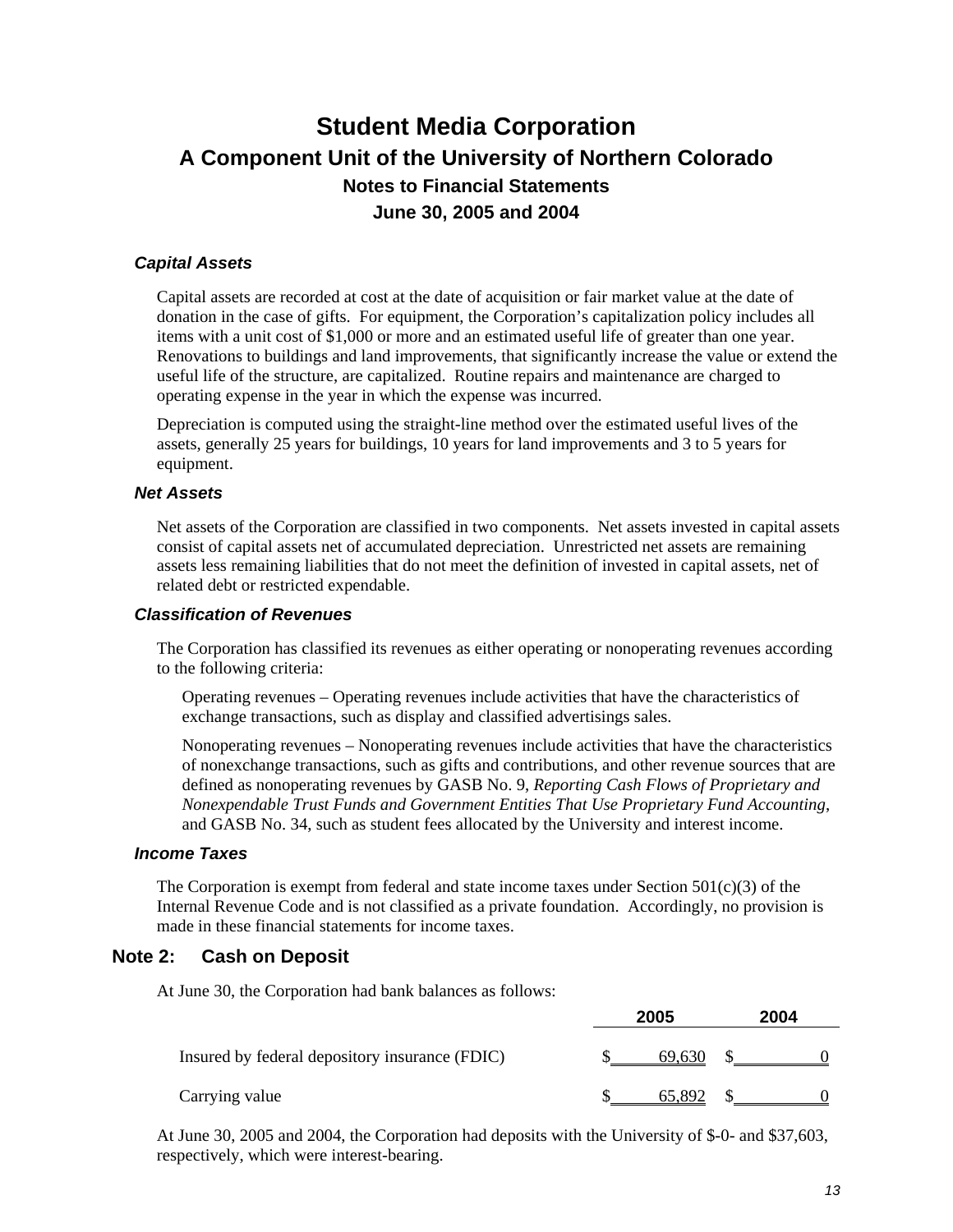# Student Media Corporation

## A Component Unit of the University of Northern Colorado

### Notes to Financial Statements

### June 30, 2005 and 2004

#### *Capital Assets*

Capital assets are recorded at cost at the date of acquisition or fair market value at the date of donation in the case of gifts. For equipment, the Corporation's capitalization policy includes all items with a unit cost of $1,000 or more and an estimated useful life of greater than one year. Renovations to buildings and land improvements, that significantly increase the value or extend the useful life of the structure, are capitalized. Routine repairs and maintenance are charged to operating expense in the year in which the expense was incurred.

Depreciation is computed using the straight-line method over the estimated useful lives of the assets, generally 25 years for buildings, 10 years for land improvements and 3 to 5 years for equipment.

#### *Net Assets*

Net assets of the Corporation are classified in two components. Net assets invested in capital assets consist of capital assets net of accumulated depreciation. Unrestricted net assets are remaining assets less remaining liabilities that do not meet the definition of invested in capital assets, net of related debt or restricted expendable.

#### *Classification of Revenues*

The Corporation has classified its revenues as either operating or nonoperating revenues according to the following criteria:

Operating revenues – Operating revenues include activities that have the characteristics of exchange transactions, such as display and classified advertisings sales.

Nonoperating revenues – Nonoperating revenues include activities that have the characteristics of nonexchange transactions, such as gifts and contributions, and other revenue sources that are defined as nonoperating revenues by GASB No. 9, *Reporting Cash Flows of Proprietary and Nonexpendable Trust Funds and Government Entities That Use Proprietary Fund Accounting*, and GASB No. 34, such as student fees allocated by the University and interest income.

#### *Income Taxes*

The Corporation is exempt from federal and state income taxes under Section 501(c)(3) of the Internal Revenue Code and is not classified as a private foundation. Accordingly, no provision is made in these financial statements for income taxes.

### Note 2: Cash on Deposit

At June 30, the Corporation had bank balances as follows:

| | 2005 | 2004 |
|---|---|---|
| Insured by federal depository insurance (FDIC) | $ 69,630 | $ 0 |
| Carrying value | $ 65,892 | $ 0 |

At June 30, 2005 and 2004, the Corporation had deposits with the University of $-0- and $37,603, respectively, which were interest-bearing.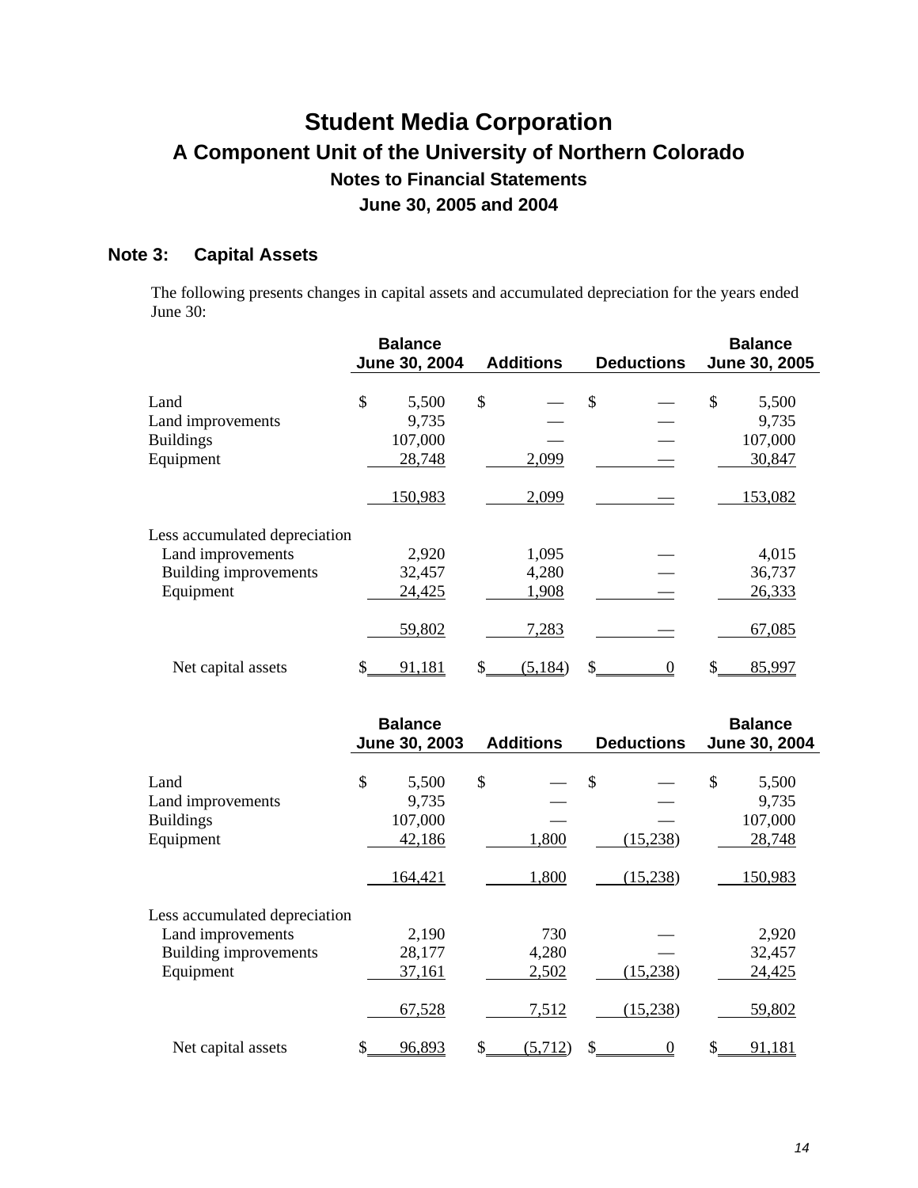# Student Media Corporation

## A Component Unit of the University of Northern Colorado

### Notes to Financial Statements

### June 30, 2005 and 2004

## Note 3: Capital Assets

The following presents changes in capital assets and accumulated depreciation for the years ended June 30:

| | Balance June 30, 2004 | Additions | Deductions | Balance June 30, 2005 |
|---|---|---|---|---|
| Land | $ 5,500 | $ — | $ — | $ 5,500 |
| Land improvements | 9,735 | — | — | 9,735 |
| Buildings | 107,000 | — | — | 107,000 |
| Equipment | 28,748 | 2,099 | — | 30,847 |
| | 150,983 | 2,099 | — | 153,082 |
| Less accumulated depreciation | | | | |
| Land improvements | 2,920 | 1,095 | — | 4,015 |
| Building improvements | 32,457 | 4,280 | — | 36,737 |
| Equipment | 24,425 | 1,908 | — | 26,333 |
| | 59,802 | 7,283 | — | 67,085 |
| Net capital assets | $ 91,181 | $ (5,184) | $ 0 | $ 85,997 |

| | Balance June 30, 2003 | Additions | Deductions | Balance June 30, 2004 |
|---|---|---|---|---|
| Land | $ 5,500 | $ — | $ — | $ 5,500 |
| Land improvements | 9,735 | — | — | 9,735 |
| Buildings | 107,000 | — | — | 107,000 |
| Equipment | 42,186 | 1,800 | (15,238) | 28,748 |
| | 164,421 | 1,800 | (15,238) | 150,983 |
| Less accumulated depreciation | | | | |
| Land improvements | 2,190 | 730 | — | 2,920 |
| Building improvements | 28,177 | 4,280 | — | 32,457 |
| Equipment | 37,161 | 2,502 | (15,238) | 24,425 |
| | 67,528 | 7,512 | (15,238) | 59,802 |
| Net capital assets | $ 96,893 | $ (5,712) | $ 0 | $ 91,181 |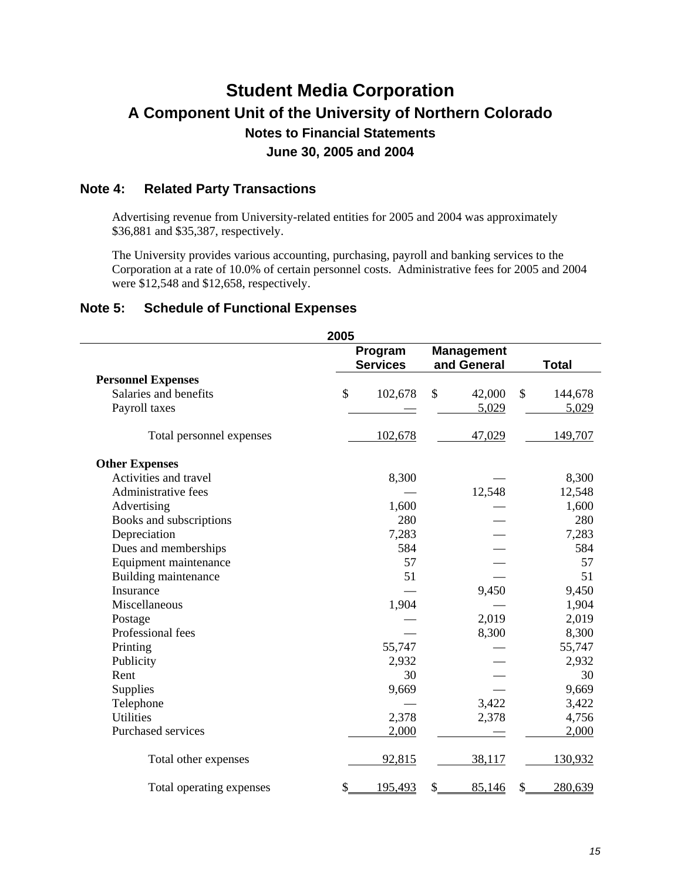# Student Media Corporation

## A Component Unit of the University of Northern Colorado

### Notes to Financial Statements

### June 30, 2005 and 2004

## Note 4: Related Party Transactions

Advertising revenue from University-related entities for 2005 and 2004 was approximately $36,881 and $35,387, respectively.

The University provides various accounting, purchasing, payroll and banking services to the Corporation at a rate of 10.0% of certain personnel costs. Administrative fees for 2005 and 2004 were $12,548 and $12,658, respectively.

## Note 5: Schedule of Functional Expenses

| 2005 | Program Services | Management and General | Total |
|---|---|---|---|
| **Personnel Expenses** | | | |
| Salaries and benefits | $ 102,678 | $ 42,000 | $ 144,678 |
| Payroll taxes | — | 5,029 | 5,029 |
| Total personnel expenses | 102,678 | 47,029 | 149,707 |
| **Other Expenses** | | | |
| Activities and travel | 8,300 | — | 8,300 |
| Administrative fees | — | 12,548 | 12,548 |
| Advertising | 1,600 | — | 1,600 |
| Books and subscriptions | 280 | — | 280 |
| Depreciation | 7,283 | — | 7,283 |
| Dues and memberships | 584 | — | 584 |
| Equipment maintenance | 57 | — | 57 |
| Building maintenance | 51 | — | 51 |
| Insurance | — | 9,450 | 9,450 |
| Miscellaneous | 1,904 | — | 1,904 |
| Postage | — | 2,019 | 2,019 |
| Professional fees | — | 8,300 | 8,300 |
| Printing | 55,747 | — | 55,747 |
| Publicity | 2,932 | — | 2,932 |
| Rent | 30 | — | 30 |
| Supplies | 9,669 | — | 9,669 |
| Telephone | — | 3,422 | 3,422 |
| Utilities | 2,378 | 2,378 | 4,756 |
| Purchased services | 2,000 | — | 2,000 |
| Total other expenses | 92,815 | 38,117 | 130,932 |
| Total operating expenses | $ 195,493 | $ 85,146 | $ 280,639 |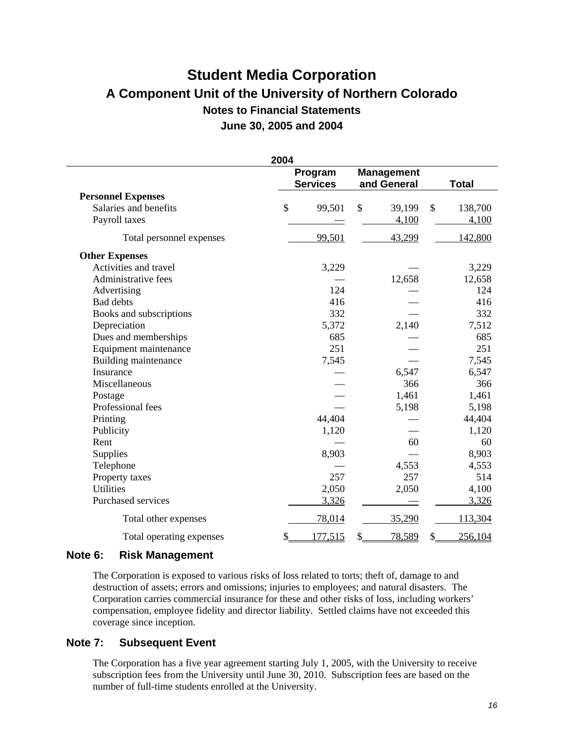# Student Media Corporation

## A Component Unit of the University of Northern Colorado

### Notes to Financial Statements

### June 30, 2005 and 2004

| 2004 | Program Services | Management and General | Total |
|---|---|---|---|
| **Personnel Expenses** | | | |
| Salaries and benefits | $ 99,501 | $ 39,199 | $ 138,700 |
| Payroll taxes | — | 4,100 | 4,100 |
| Total personnel expenses | 99,501 | 43,299 | 142,800 |
| **Other Expenses** | | | |
| Activities and travel | 3,229 | — | 3,229 |
| Administrative fees | — | 12,658 | 12,658 |
| Advertising | 124 | — | 124 |
| Bad debts | 416 | — | 416 |
| Books and subscriptions | 332 | — | 332 |
| Depreciation | 5,372 | 2,140 | 7,512 |
| Dues and memberships | 685 | — | 685 |
| Equipment maintenance | 251 | — | 251 |
| Building maintenance | 7,545 | — | 7,545 |
| Insurance | — | 6,547 | 6,547 |
| Miscellaneous | — | 366 | 366 |
| Postage | — | 1,461 | 1,461 |
| Professional fees | — | 5,198 | 5,198 |
| Printing | 44,404 | — | 44,404 |
| Publicity | 1,120 | — | 1,120 |
| Rent | — | 60 | 60 |
| Supplies | 8,903 | — | 8,903 |
| Telephone | — | 4,553 | 4,553 |
| Property taxes | 257 | 257 | 514 |
| Utilities | 2,050 | 2,050 | 4,100 |
| Purchased services | 3,326 | — | 3,326 |
| Total other expenses | 78,014 | 35,290 | 113,304 |
| Total operating expenses | $ 177,515 | $ 78,589 | $ 256,104 |

## Note 6: Risk Management

The Corporation is exposed to various risks of loss related to torts; theft of, damage to and destruction of assets; errors and omissions; injuries to employees; and natural disasters. The Corporation carries commercial insurance for these and other risks of loss, including workers' compensation, employee fidelity and director liability. Settled claims have not exceeded this coverage since inception.

## Note 7: Subsequent Event

The Corporation has a five year agreement starting July 1, 2005, with the University to receive subscription fees from the University until June 30, 2010. Subscription fees are based on the number of full-time students enrolled at the University.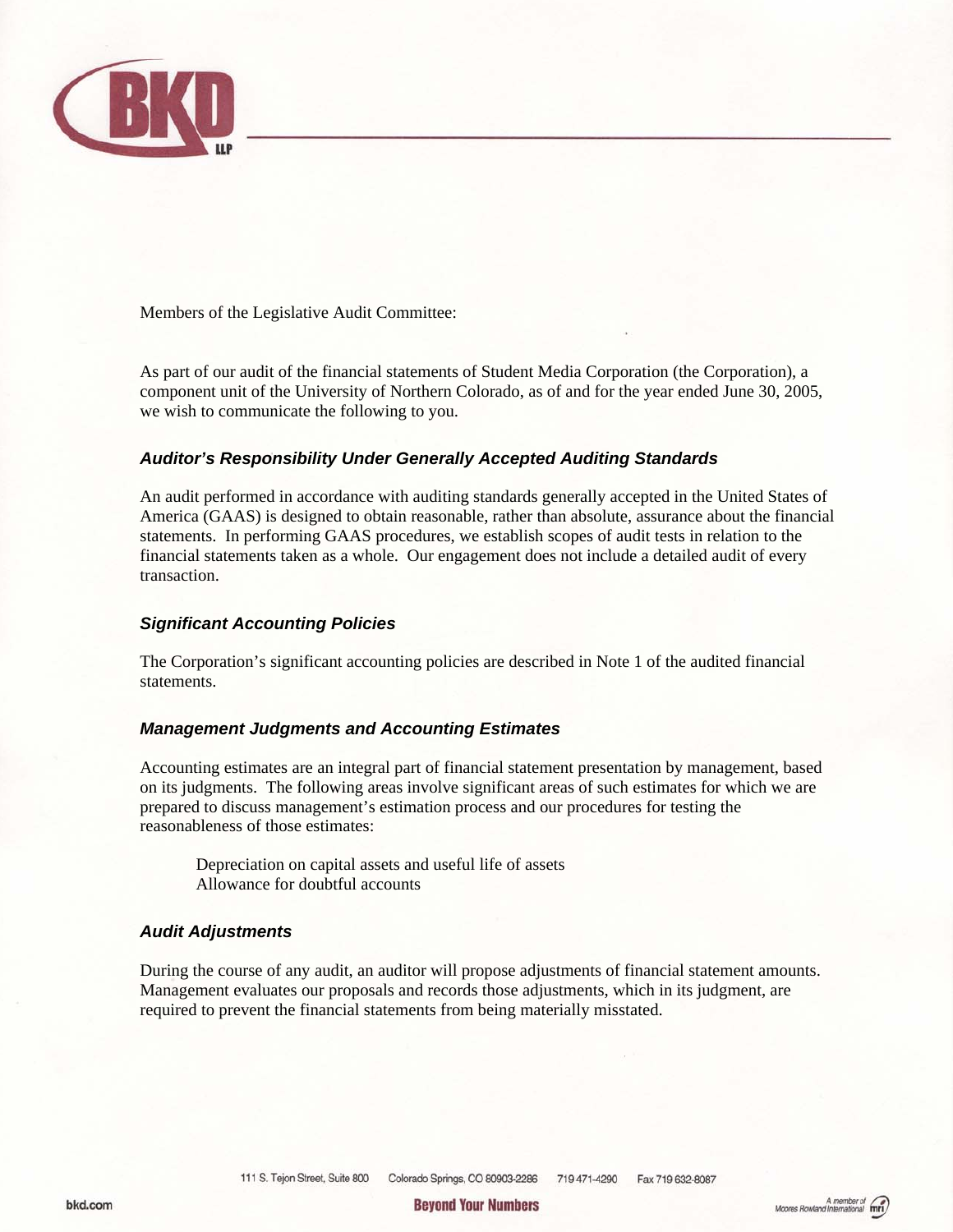Members of the Legislative Audit Committee:

As part of our audit of the financial statements of Student Media Corporation (the Corporation), a component unit of the University of Northern Colorado, as of and for the year ended June 30, 2005, we wish to communicate the following to you.

### *Auditor's Responsibility Under Generally Accepted Auditing Standards*

An audit performed in accordance with auditing standards generally accepted in the United States of America (GAAS) is designed to obtain reasonable, rather than absolute, assurance about the financial statements. In performing GAAS procedures, we establish scopes of audit tests in relation to the financial statements taken as a whole. Our engagement does not include a detailed audit of every transaction.

### *Significant Accounting Policies*

The Corporation's significant accounting policies are described in Note 1 of the audited financial statements.

### *Management Judgments and Accounting Estimates*

Accounting estimates are an integral part of financial statement presentation by management, based on its judgments. The following areas involve significant areas of such estimates for which we are prepared to discuss management's estimation process and our procedures for testing the reasonableness of those estimates:

Depreciation on capital assets and useful life of assets
Allowance for doubtful accounts

### *Audit Adjustments*

During the course of any audit, an auditor will propose adjustments of financial statement amounts. Management evaluates our proposals and records those adjustments, which in its judgment, are required to prevent the financial statements from being materially misstated.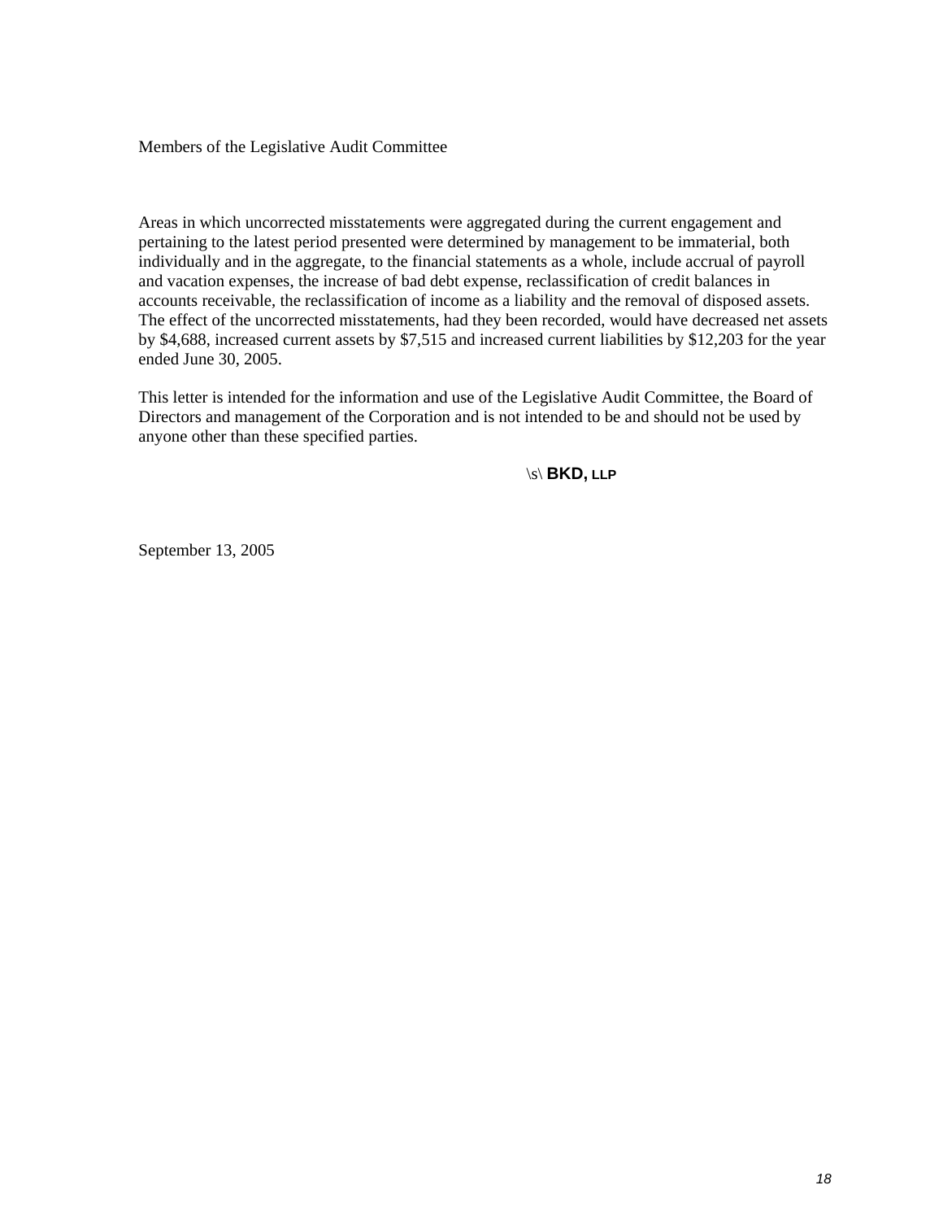Members of the Legislative Audit Committee

Areas in which uncorrected misstatements were aggregated during the current engagement and pertaining to the latest period presented were determined by management to be immaterial, both individually and in the aggregate, to the financial statements as a whole, include accrual of payroll and vacation expenses, the increase of bad debt expense, reclassification of credit balances in accounts receivable, the reclassification of income as a liability and the removal of disposed assets. The effect of the uncorrected misstatements, had they been recorded, would have decreased net assets by $4,688, increased current assets by $7,515 and increased current liabilities by $12,203 for the year ended June 30, 2005.

This letter is intended for the information and use of the Legislative Audit Committee, the Board of Directors and management of the Corporation and is not intended to be and should not be used by anyone other than these specified parties.

\s\ **BKD, LLP**

September 13, 2005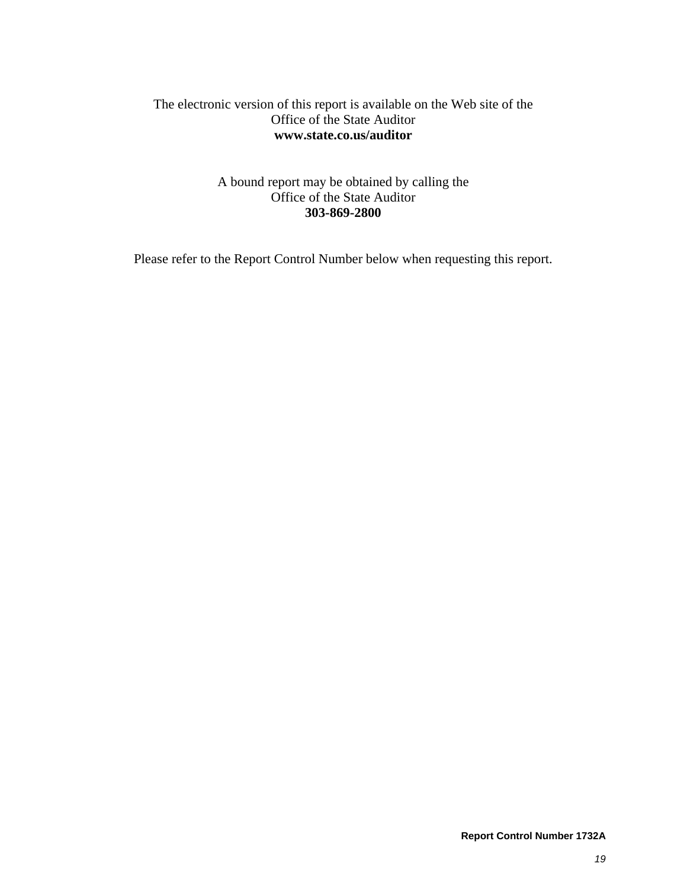The electronic version of this report is available on the Web site of the
Office of the State Auditor
**www.state.co.us/auditor**

A bound report may be obtained by calling the
Office of the State Auditor
**303-869-2800**

Please refer to the Report Control Number below when requesting this report.

**Report Control Number 1732A**